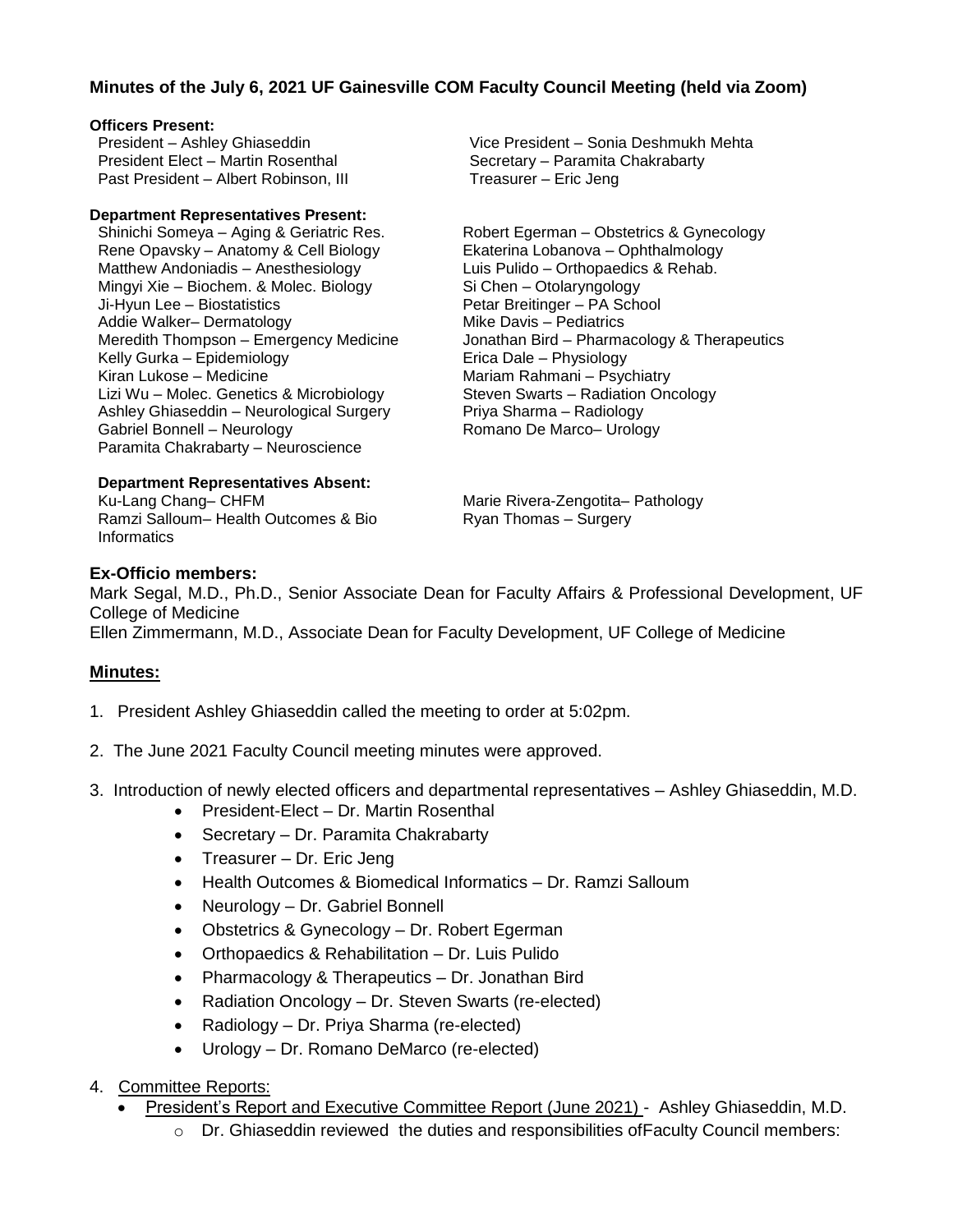## Minutes of the July 6, 2021 UF Gainesville COM Faculty Council Meeting (held via Zoom)

**Officers Present:**

President – Ashley Ghiaseddin
President Elect – Martin Rosenthal
Past President – Albert Robinson, III
Vice President – Sonia Deshmukh Mehta
Secretary – Paramita Chakrabarty
Treasurer – Eric Jeng

**Department Representatives Present:**

Shinichi Someya – Aging & Geriatric Res.
Rene Opavsky – Anatomy & Cell Biology
Matthew Andoniadis – Anesthesiology
Mingyi Xie – Biochem. & Molec. Biology
Ji-Hyun Lee – Biostatistics
Addie Walker– Dermatology
Meredith Thompson – Emergency Medicine
Kelly Gurka – Epidemiology
Kiran Lukose – Medicine
Lizi Wu – Molec. Genetics & Microbiology
Ashley Ghiaseddin – Neurological Surgery
Gabriel Bonnell – Neurology
Paramita Chakrabarty – Neuroscience
Robert Egerman – Obstetrics & Gynecology
Ekaterina Lobanova – Ophthalmology
Luis Pulido – Orthopaedics & Rehab.
Si Chen – Otolaryngology
Petar Breitinger – PA School
Mike Davis – Pediatrics
Jonathan Bird – Pharmacology & Therapeutics
Erica Dale – Physiology
Mariam Rahmani – Psychiatry
Steven Swarts – Radiation Oncology
Priya Sharma – Radiology
Romano De Marco– Urology

**Department Representatives Absent:**

Ku-Lang Chang– CHFM
Ramzi Salloum– Health Outcomes & Bio Informatics
Marie Rivera-Zengotita– Pathology
Ryan Thomas – Surgery

**Ex-Officio members:**

Mark Segal, M.D., Ph.D., Senior Associate Dean for Faculty Affairs & Professional Development, UF College of Medicine
Ellen Zimmermann, M.D., Associate Dean for Faculty Development, UF College of Medicine

**Minutes:**

1. President Ashley Ghiaseddin called the meeting to order at 5:02pm.
2. The June 2021 Faculty Council meeting minutes were approved.
3. Introduction of newly elected officers and departmental representatives – Ashley Ghiaseddin, M.D.
   - President-Elect – Dr. Martin Rosenthal
   - Secretary – Dr. Paramita Chakrabarty
   - Treasurer – Dr. Eric Jeng
   - Health Outcomes & Biomedical Informatics – Dr. Ramzi Salloum
   - Neurology – Dr. Gabriel Bonnell
   - Obstetrics & Gynecology – Dr. Robert Egerman
   - Orthopaedics & Rehabilitation – Dr. Luis Pulido
   - Pharmacology & Therapeutics – Dr. Jonathan Bird
   - Radiation Oncology – Dr. Steven Swarts (re-elected)
   - Radiology – Dr. Priya Sharma (re-elected)
   - Urology – Dr. Romano DeMarco (re-elected)
4. Committee Reports:
   - President's Report and Executive Committee Report (June 2021) - Ashley Ghiaseddin, M.D.
     - Dr. Ghiaseddin reviewed the duties and responsibilities ofFaculty Council members: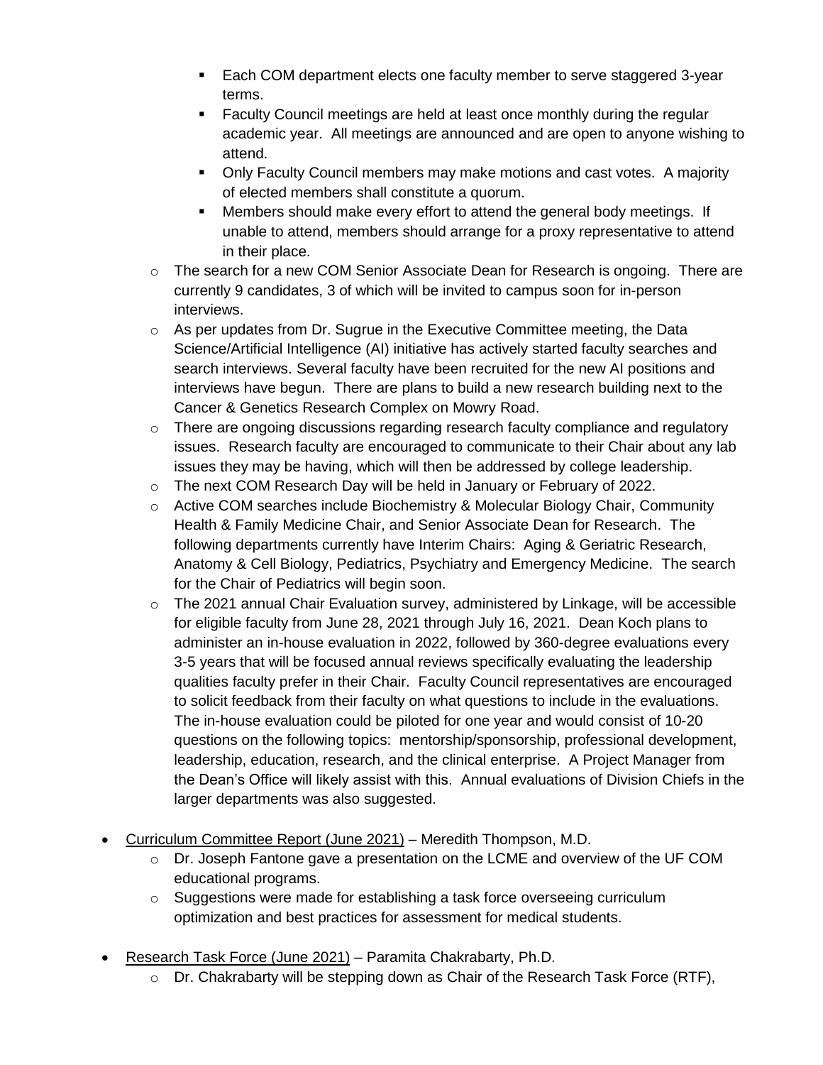- Each COM department elects one faculty member to serve staggered 3-year terms.
        - Faculty Council meetings are held at least once monthly during the regular academic year. All meetings are announced and are open to anyone wishing to attend.
        - Only Faculty Council members may make motions and cast votes. A majority of elected members shall constitute a quorum.
        - Members should make every effort to attend the general body meetings. If unable to attend, members should arrange for a proxy representative to attend in their place.
    - The search for a new COM Senior Associate Dean for Research is ongoing. There are currently 9 candidates, 3 of which will be invited to campus soon for in-person interviews.
    - As per updates from Dr. Sugrue in the Executive Committee meeting, the Data Science/Artificial Intelligence (AI) initiative has actively started faculty searches and search interviews. Several faculty have been recruited for the new AI positions and interviews have begun. There are plans to build a new research building next to the Cancer & Genetics Research Complex on Mowry Road.
    - There are ongoing discussions regarding research faculty compliance and regulatory issues. Research faculty are encouraged to communicate to their Chair about any lab issues they may be having, which will then be addressed by college leadership.
    - The next COM Research Day will be held in January or February of 2022.
    - Active COM searches include Biochemistry & Molecular Biology Chair, Community Health & Family Medicine Chair, and Senior Associate Dean for Research. The following departments currently have Interim Chairs: Aging & Geriatric Research, Anatomy & Cell Biology, Pediatrics, Psychiatry and Emergency Medicine. The search for the Chair of Pediatrics will begin soon.
    - The 2021 annual Chair Evaluation survey, administered by Linkage, will be accessible for eligible faculty from June 28, 2021 through July 16, 2021. Dean Koch plans to administer an in-house evaluation in 2022, followed by 360-degree evaluations every 3-5 years that will be focused annual reviews specifically evaluating the leadership qualities faculty prefer in their Chair. Faculty Council representatives are encouraged to solicit feedback from their faculty on what questions to include in the evaluations. The in-house evaluation could be piloted for one year and would consist of 10-20 questions on the following topics: mentorship/sponsorship, professional development, leadership, education, research, and the clinical enterprise. A Project Manager from the Dean's Office will likely assist with this. Annual evaluations of Division Chiefs in the larger departments was also suggested.

- <u>Curriculum Committee Report (June 2021)</u> – Meredith Thompson, M.D.
    - Dr. Joseph Fantone gave a presentation on the LCME and overview of the UF COM educational programs.
    - Suggestions were made for establishing a task force overseeing curriculum optimization and best practices for assessment for medical students.

- <u>Research Task Force (June 2021)</u> – Paramita Chakrabarty, Ph.D.
    - Dr. Chakrabarty will be stepping down as Chair of the Research Task Force (RTF),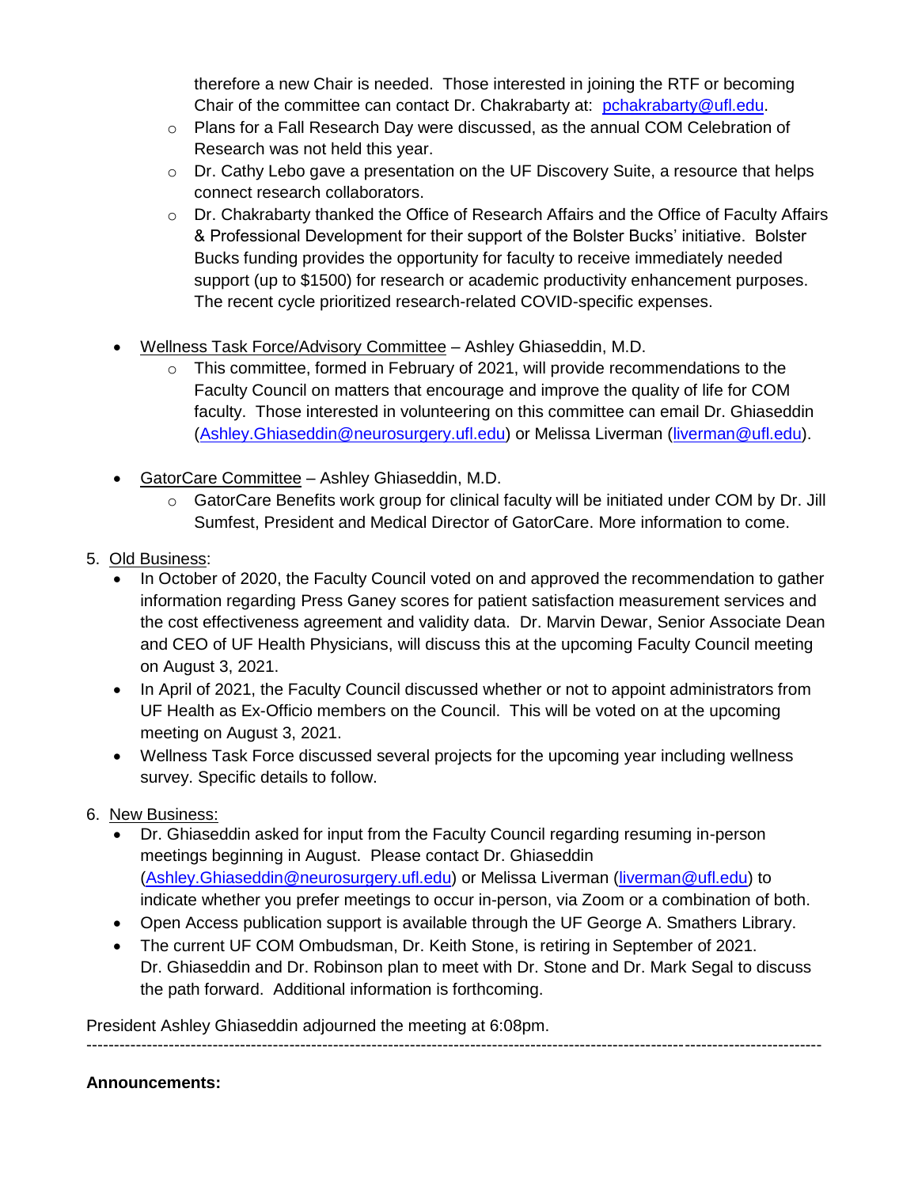therefore a new Chair is needed. Those interested in joining the RTF or becoming Chair of the committee can contact Dr. Chakrabarty at: pchakrabarty@ufl.edu.

  - Plans for a Fall Research Day were discussed, as the annual COM Celebration of Research was not held this year.
  - Dr. Cathy Lebo gave a presentation on the UF Discovery Suite, a resource that helps connect research collaborators.
  - Dr. Chakrabarty thanked the Office of Research Affairs and the Office of Faculty Affairs & Professional Development for their support of the Bolster Bucks' initiative. Bolster Bucks funding provides the opportunity for faculty to receive immediately needed support (up to $1500) for research or academic productivity enhancement purposes. The recent cycle prioritized research-related COVID-specific expenses.

- <u>Wellness Task Force/Advisory Committee</u> – Ashley Ghiaseddin, M.D.
  - This committee, formed in February of 2021, will provide recommendations to the Faculty Council on matters that encourage and improve the quality of life for COM faculty. Those interested in volunteering on this committee can email Dr. Ghiaseddin (Ashley.Ghiaseddin@neurosurgery.ufl.edu) or Melissa Liverman (liverman@ufl.edu).

- <u>GatorCare Committee</u> – Ashley Ghiaseddin, M.D.
  - GatorCare Benefits work group for clinical faculty will be initiated under COM by Dr. Jill Sumfest, President and Medical Director of GatorCare. More information to come.

5. <u>Old Business</u>:
   - In October of 2020, the Faculty Council voted on and approved the recommendation to gather information regarding Press Ganey scores for patient satisfaction measurement services and the cost effectiveness agreement and validity data. Dr. Marvin Dewar, Senior Associate Dean and CEO of UF Health Physicians, will discuss this at the upcoming Faculty Council meeting on August 3, 2021.
   - In April of 2021, the Faculty Council discussed whether or not to appoint administrators from UF Health as Ex-Officio members on the Council. This will be voted on at the upcoming meeting on August 3, 2021.
   - Wellness Task Force discussed several projects for the upcoming year including wellness survey. Specific details to follow.

6. <u>New Business:</u>
   - Dr. Ghiaseddin asked for input from the Faculty Council regarding resuming in-person meetings beginning in August. Please contact Dr. Ghiaseddin (Ashley.Ghiaseddin@neurosurgery.ufl.edu) or Melissa Liverman (liverman@ufl.edu) to indicate whether you prefer meetings to occur in-person, via Zoom or a combination of both.
   - Open Access publication support is available through the UF George A. Smathers Library.
   - The current UF COM Ombudsman, Dr. Keith Stone, is retiring in September of 2021. Dr. Ghiaseddin and Dr. Robinson plan to meet with Dr. Stone and Dr. Mark Segal to discuss the path forward. Additional information is forthcoming.

President Ashley Ghiaseddin adjourned the meeting at 6:08pm.

---

**Announcements:**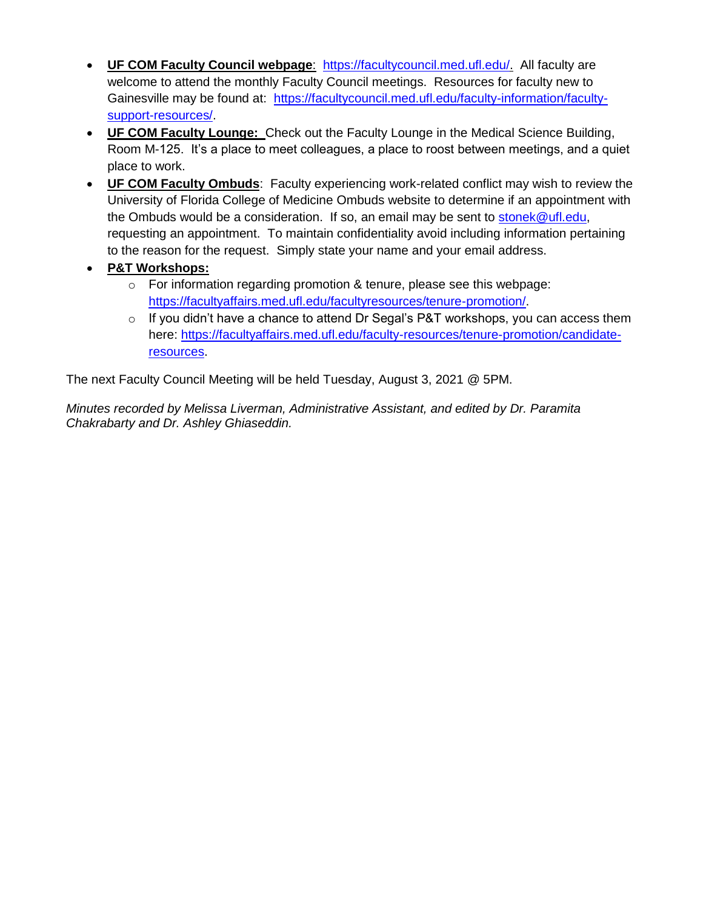- **UF COM Faculty Council webpage**: https://facultycouncil.med.ufl.edu/. All faculty are welcome to attend the monthly Faculty Council meetings. Resources for faculty new to Gainesville may be found at: https://facultycouncil.med.ufl.edu/faculty-information/faculty-support-resources/.
- **UF COM Faculty Lounge:** Check out the Faculty Lounge in the Medical Science Building, Room M-125. It's a place to meet colleagues, a place to roost between meetings, and a quiet place to work.
- **UF COM Faculty Ombuds**: Faculty experiencing work-related conflict may wish to review the University of Florida College of Medicine Ombuds website to determine if an appointment with the Ombuds would be a consideration. If so, an email may be sent to stonek@ufl.edu, requesting an appointment. To maintain confidentiality avoid including information pertaining to the reason for the request. Simply state your name and your email address.
- **P&T Workshops:**
  - For information regarding promotion & tenure, please see this webpage: https://facultyaffairs.med.ufl.edu/facultyresources/tenure-promotion/.
  - If you didn't have a chance to attend Dr Segal's P&T workshops, you can access them here: https://facultyaffairs.med.ufl.edu/faculty-resources/tenure-promotion/candidate-resources.

The next Faculty Council Meeting will be held Tuesday, August 3, 2021 @ 5PM.

*Minutes recorded by Melissa Liverman, Administrative Assistant, and edited by Dr. Paramita Chakrabarty and Dr. Ashley Ghiaseddin.*